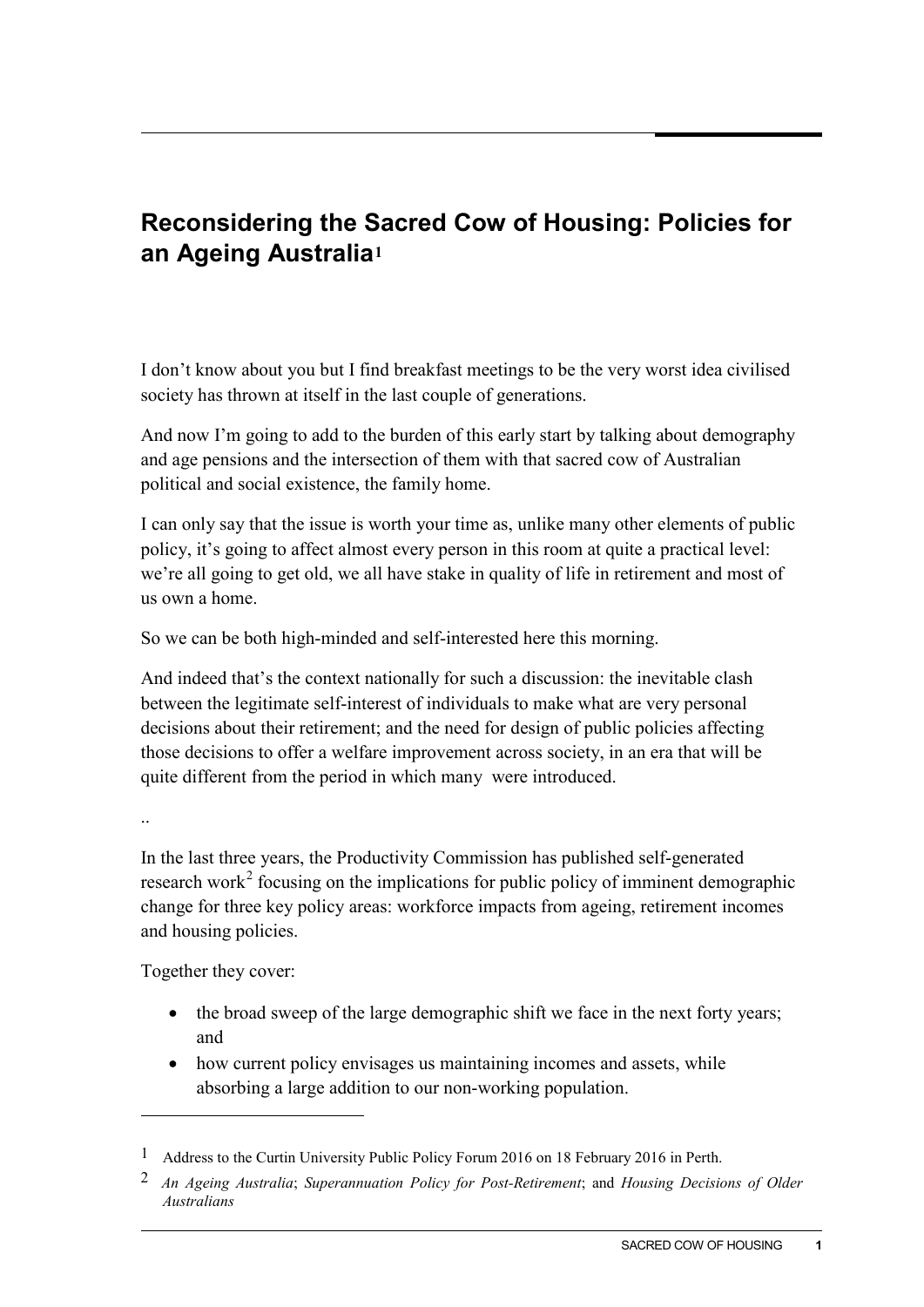# Reconsidering the Sacred Cow of Housing: Policies for an Ageing Australia[1]

I don't know about you but I find breakfast meetings to be the very worst idea civilised society has thrown at itself in the last couple of generations.

And now I'm going to add to the burden of this early start by talking about demography and age pensions and the intersection of them with that sacred cow of Australian political and social existence, the family home.

I can only say that the issue is worth your time as, unlike many other elements of public policy, it's going to affect almost every person in this room at quite a practical level: we're all going to get old, we all have stake in quality of life in retirement and most of us own a home.

So we can be both high-minded and self-interested here this morning.

And indeed that's the context nationally for such a discussion: the inevitable clash between the legitimate self-interest of individuals to make what are very personal decisions about their retirement; and the need for design of public policies affecting those decisions to offer a welfare improvement across society, in an era that will be quite different from the period in which many were introduced.

..

In the last three years, the Productivity Commission has published self-generated research work[2] focusing on the implications for public policy of imminent demographic change for three key policy areas: workforce impacts from ageing, retirement incomes and housing policies.

Together they cover:

- the broad sweep of the large demographic shift we face in the next forty years; and
- how current policy envisages us maintaining incomes and assets, while absorbing a large addition to our non-working population.

---

[1] Address to the Curtin University Public Policy Forum 2016 on 18 February 2016 in Perth.

[2] *An Ageing Australia*; *Superannuation Policy for Post-Retirement*; and *Housing Decisions of Older Australians*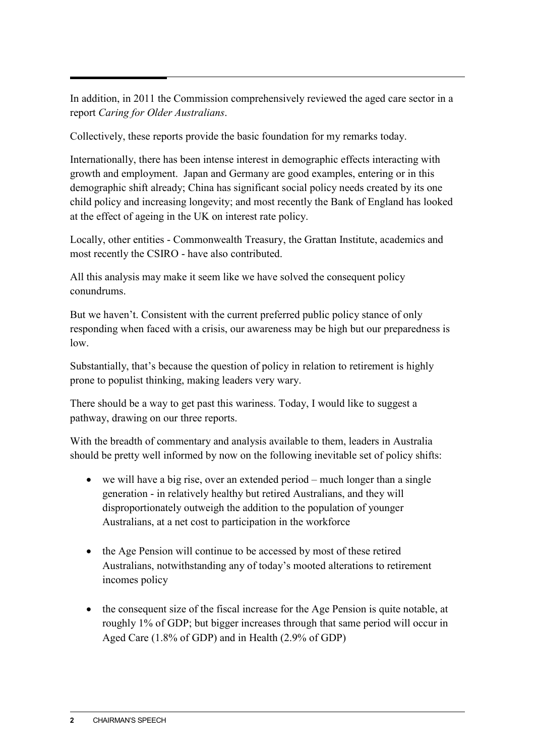In addition, in 2011 the Commission comprehensively reviewed the aged care sector in a report *Caring for Older Australians*.

Collectively, these reports provide the basic foundation for my remarks today.

Internationally, there has been intense interest in demographic effects interacting with growth and employment. Japan and Germany are good examples, entering or in this demographic shift already; China has significant social policy needs created by its one child policy and increasing longevity; and most recently the Bank of England has looked at the effect of ageing in the UK on interest rate policy.

Locally, other entities - Commonwealth Treasury, the Grattan Institute, academics and most recently the CSIRO - have also contributed.

All this analysis may make it seem like we have solved the consequent policy conundrums.

But we haven't. Consistent with the current preferred public policy stance of only responding when faced with a crisis, our awareness may be high but our preparedness is low.

Substantially, that's because the question of policy in relation to retirement is highly prone to populist thinking, making leaders very wary.

There should be a way to get past this wariness. Today, I would like to suggest a pathway, drawing on our three reports.

With the breadth of commentary and analysis available to them, leaders in Australia should be pretty well informed by now on the following inevitable set of policy shifts:

- we will have a big rise, over an extended period – much longer than a single generation - in relatively healthy but retired Australians, and they will disproportionately outweigh the addition to the population of younger Australians, at a net cost to participation in the workforce

- the Age Pension will continue to be accessed by most of these retired Australians, notwithstanding any of today's mooted alterations to retirement incomes policy

- the consequent size of the fiscal increase for the Age Pension is quite notable, at roughly 1% of GDP; but bigger increases through that same period will occur in Aged Care (1.8% of GDP) and in Health (2.9% of GDP)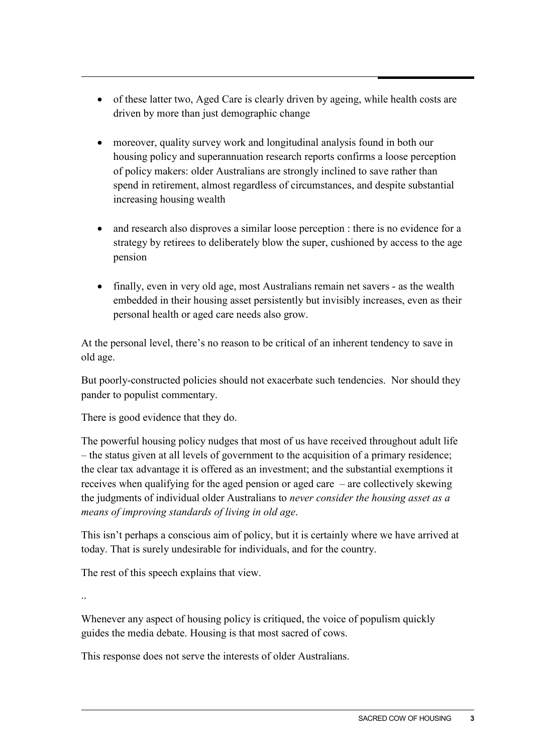- of these latter two, Aged Care is clearly driven by ageing, while health costs are driven by more than just demographic change
- moreover, quality survey work and longitudinal analysis found in both our housing policy and superannuation research reports confirms a loose perception of policy makers: older Australians are strongly inclined to save rather than spend in retirement, almost regardless of circumstances, and despite substantial increasing housing wealth
- and research also disproves a similar loose perception : there is no evidence for a strategy by retirees to deliberately blow the super, cushioned by access to the age pension
- finally, even in very old age, most Australians remain net savers - as the wealth embedded in their housing asset persistently but invisibly increases, even as their personal health or aged care needs also grow.

At the personal level, there's no reason to be critical of an inherent tendency to save in old age.

But poorly-constructed policies should not exacerbate such tendencies. Nor should they pander to populist commentary.

There is good evidence that they do.

The powerful housing policy nudges that most of us have received throughout adult life – the status given at all levels of government to the acquisition of a primary residence; the clear tax advantage it is offered as an investment; and the substantial exemptions it receives when qualifying for the aged pension or aged care – are collectively skewing the judgments of individual older Australians to *never consider the housing asset as a means of improving standards of living in old age*.

This isn't perhaps a conscious aim of policy, but it is certainly where we have arrived at today. That is surely undesirable for individuals, and for the country.

The rest of this speech explains that view.

..

Whenever any aspect of housing policy is critiqued, the voice of populism quickly guides the media debate. Housing is that most sacred of cows.

This response does not serve the interests of older Australians.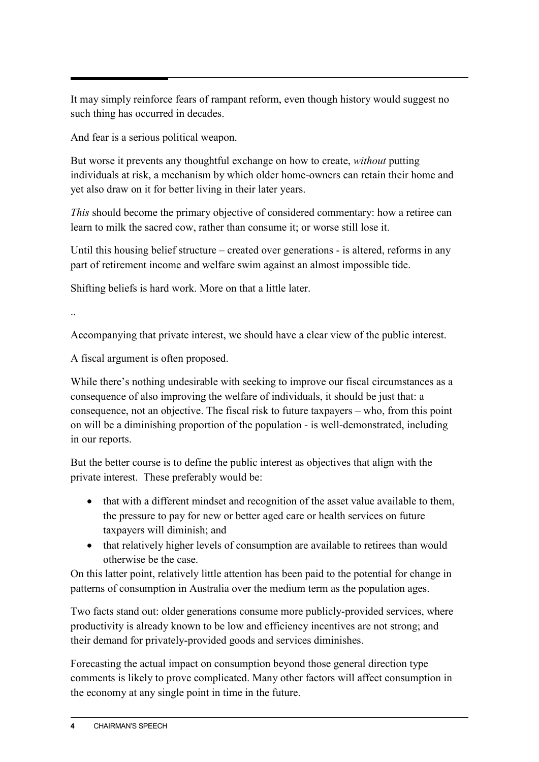It may simply reinforce fears of rampant reform, even though history would suggest no such thing has occurred in decades.

And fear is a serious political weapon.

But worse it prevents any thoughtful exchange on how to create, *without* putting individuals at risk, a mechanism by which older home-owners can retain their home and yet also draw on it for better living in their later years.

*This* should become the primary objective of considered commentary: how a retiree can learn to milk the sacred cow, rather than consume it; or worse still lose it.

Until this housing belief structure – created over generations - is altered, reforms in any part of retirement income and welfare swim against an almost impossible tide.

Shifting beliefs is hard work. More on that a little later.

..

Accompanying that private interest, we should have a clear view of the public interest.

A fiscal argument is often proposed.

While there's nothing undesirable with seeking to improve our fiscal circumstances as a consequence of also improving the welfare of individuals, it should be just that: a consequence, not an objective. The fiscal risk to future taxpayers – who, from this point on will be a diminishing proportion of the population - is well-demonstrated, including in our reports.

But the better course is to define the public interest as objectives that align with the private interest. These preferably would be:

- that with a different mindset and recognition of the asset value available to them, the pressure to pay for new or better aged care or health services on future taxpayers will diminish; and
- that relatively higher levels of consumption are available to retirees than would otherwise be the case.

On this latter point, relatively little attention has been paid to the potential for change in patterns of consumption in Australia over the medium term as the population ages.

Two facts stand out: older generations consume more publicly-provided services, where productivity is already known to be low and efficiency incentives are not strong; and their demand for privately-provided goods and services diminishes.

Forecasting the actual impact on consumption beyond those general direction type comments is likely to prove complicated. Many other factors will affect consumption in the economy at any single point in time in the future.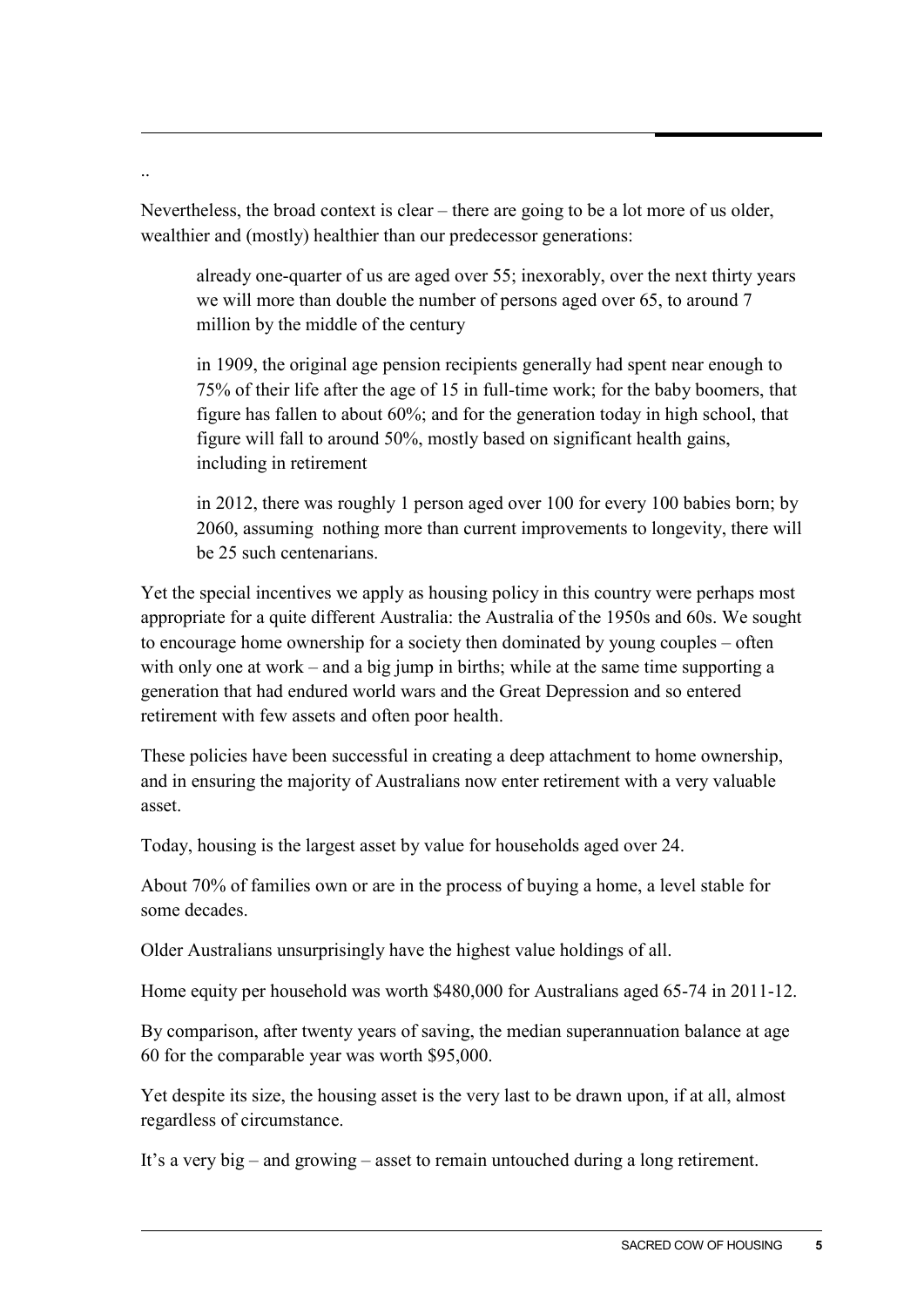..

Nevertheless, the broad context is clear – there are going to be a lot more of us older, wealthier and (mostly) healthier than our predecessor generations:

> already one-quarter of us are aged over 55; inexorably, over the next thirty years we will more than double the number of persons aged over 65, to around 7 million by the middle of the century
>
> in 1909, the original age pension recipients generally had spent near enough to 75% of their life after the age of 15 in full-time work; for the baby boomers, that figure has fallen to about 60%; and for the generation today in high school, that figure will fall to around 50%, mostly based on significant health gains, including in retirement
>
> in 2012, there was roughly 1 person aged over 100 for every 100 babies born; by 2060, assuming nothing more than current improvements to longevity, there will be 25 such centenarians.

Yet the special incentives we apply as housing policy in this country were perhaps most appropriate for a quite different Australia: the Australia of the 1950s and 60s. We sought to encourage home ownership for a society then dominated by young couples – often with only one at work – and a big jump in births; while at the same time supporting a generation that had endured world wars and the Great Depression and so entered retirement with few assets and often poor health.

These policies have been successful in creating a deep attachment to home ownership, and in ensuring the majority of Australians now enter retirement with a very valuable asset.

Today, housing is the largest asset by value for households aged over 24.

About 70% of families own or are in the process of buying a home, a level stable for some decades.

Older Australians unsurprisingly have the highest value holdings of all.

Home equity per household was worth $480,000 for Australians aged 65-74 in 2011-12.

By comparison, after twenty years of saving, the median superannuation balance at age 60 for the comparable year was worth $95,000.

Yet despite its size, the housing asset is the very last to be drawn upon, if at all, almost regardless of circumstance.

It's a very big – and growing – asset to remain untouched during a long retirement.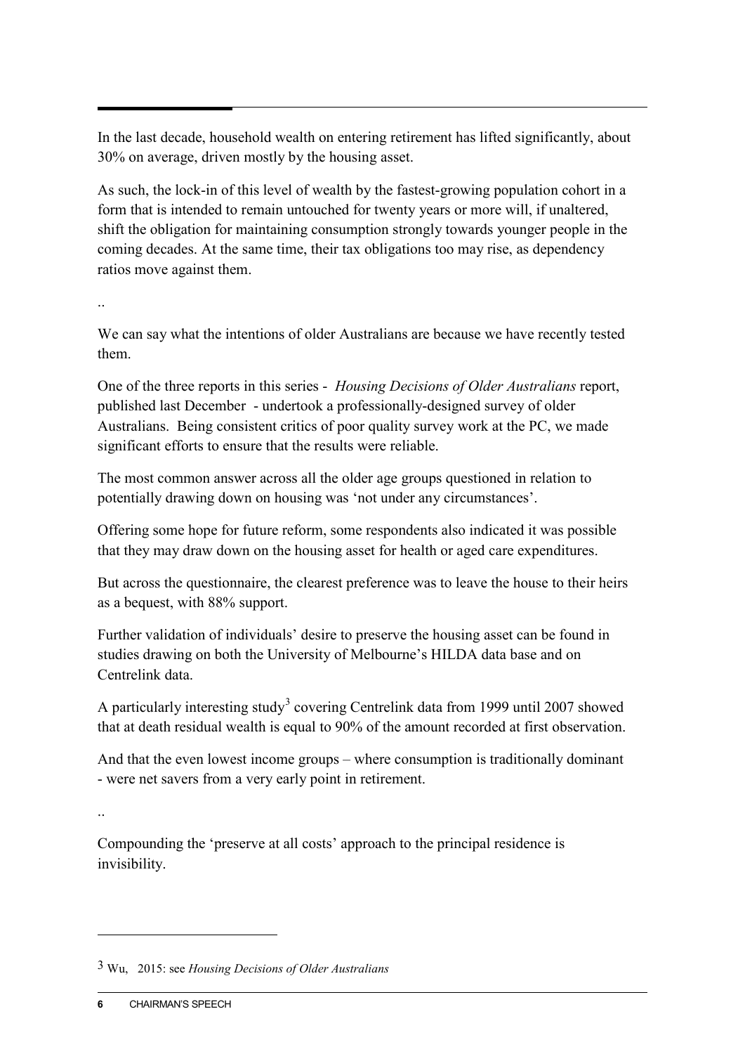In the last decade, household wealth on entering retirement has lifted significantly, about 30% on average, driven mostly by the housing asset.

As such, the lock-in of this level of wealth by the fastest-growing population cohort in a form that is intended to remain untouched for twenty years or more will, if unaltered, shift the obligation for maintaining consumption strongly towards younger people in the coming decades. At the same time, their tax obligations too may rise, as dependency ratios move against them.

..

We can say what the intentions of older Australians are because we have recently tested them.

One of the three reports in this series - *Housing Decisions of Older Australians* report, published last December - undertook a professionally-designed survey of older Australians. Being consistent critics of poor quality survey work at the PC, we made significant efforts to ensure that the results were reliable.

The most common answer across all the older age groups questioned in relation to potentially drawing down on housing was 'not under any circumstances'.

Offering some hope for future reform, some respondents also indicated it was possible that they may draw down on the housing asset for health or aged care expenditures.

But across the questionnaire, the clearest preference was to leave the house to their heirs as a bequest, with 88% support.

Further validation of individuals' desire to preserve the housing asset can be found in studies drawing on both the University of Melbourne's HILDA data base and on Centrelink data.

A particularly interesting study[3] covering Centrelink data from 1999 until 2007 showed that at death residual wealth is equal to 90% of the amount recorded at first observation.

And that the even lowest income groups – where consumption is traditionally dominant - were net savers from a very early point in retirement.

..

Compounding the 'preserve at all costs' approach to the principal residence is invisibility.

---

[3] Wu, 2015: see *Housing Decisions of Older Australians*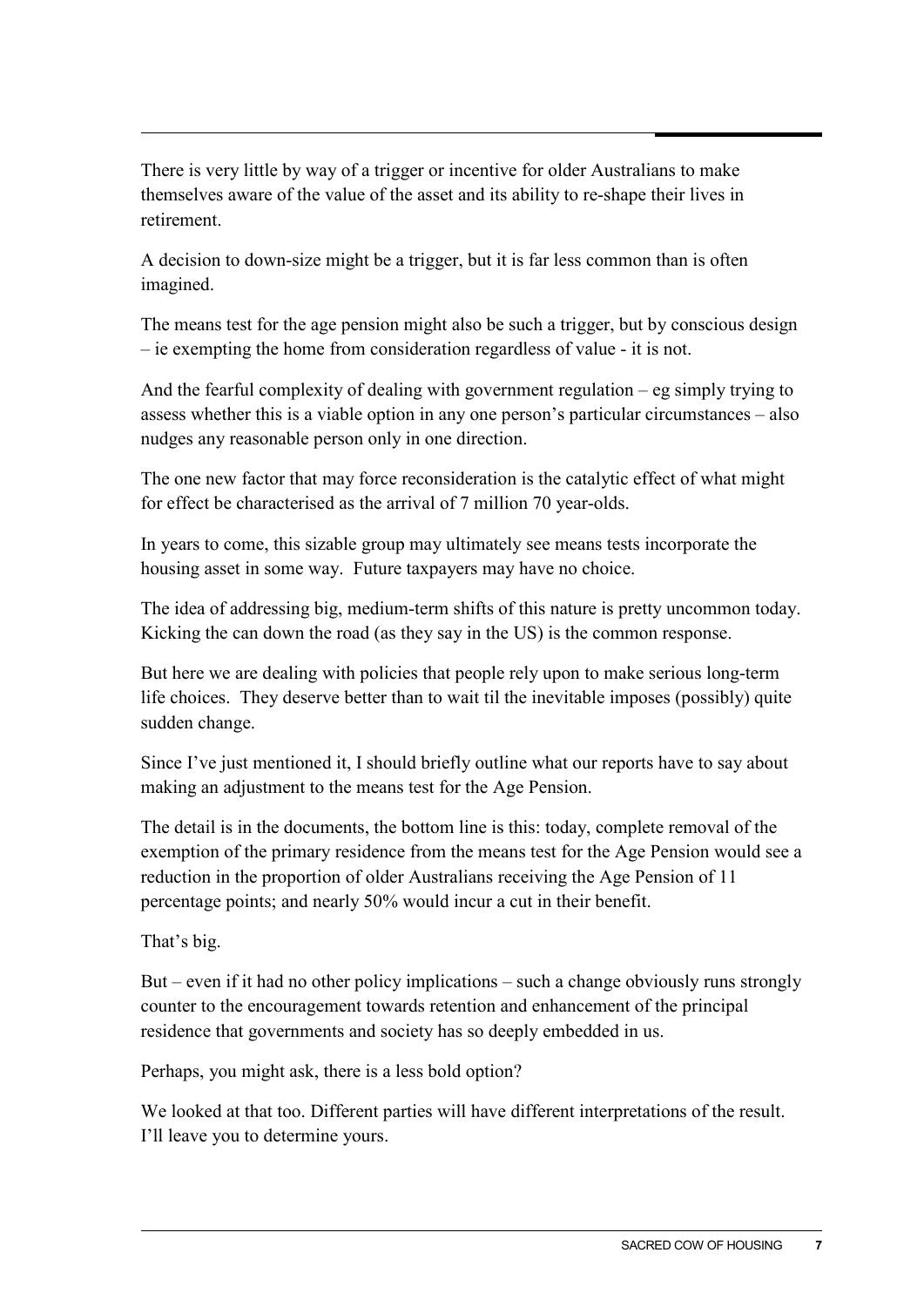There is very little by way of a trigger or incentive for older Australians to make themselves aware of the value of the asset and its ability to re-shape their lives in retirement.

A decision to down-size might be a trigger, but it is far less common than is often imagined.

The means test for the age pension might also be such a trigger, but by conscious design – ie exempting the home from consideration regardless of value - it is not.

And the fearful complexity of dealing with government regulation – eg simply trying to assess whether this is a viable option in any one person's particular circumstances – also nudges any reasonable person only in one direction.

The one new factor that may force reconsideration is the catalytic effect of what might for effect be characterised as the arrival of 7 million 70 year-olds.

In years to come, this sizable group may ultimately see means tests incorporate the housing asset in some way. Future taxpayers may have no choice.

The idea of addressing big, medium-term shifts of this nature is pretty uncommon today. Kicking the can down the road (as they say in the US) is the common response.

But here we are dealing with policies that people rely upon to make serious long-term life choices. They deserve better than to wait til the inevitable imposes (possibly) quite sudden change.

Since I've just mentioned it, I should briefly outline what our reports have to say about making an adjustment to the means test for the Age Pension.

The detail is in the documents, the bottom line is this: today, complete removal of the exemption of the primary residence from the means test for the Age Pension would see a reduction in the proportion of older Australians receiving the Age Pension of 11 percentage points; and nearly 50% would incur a cut in their benefit.

That's big.

But – even if it had no other policy implications – such a change obviously runs strongly counter to the encouragement towards retention and enhancement of the principal residence that governments and society has so deeply embedded in us.

Perhaps, you might ask, there is a less bold option?

We looked at that too. Different parties will have different interpretations of the result. I'll leave you to determine yours.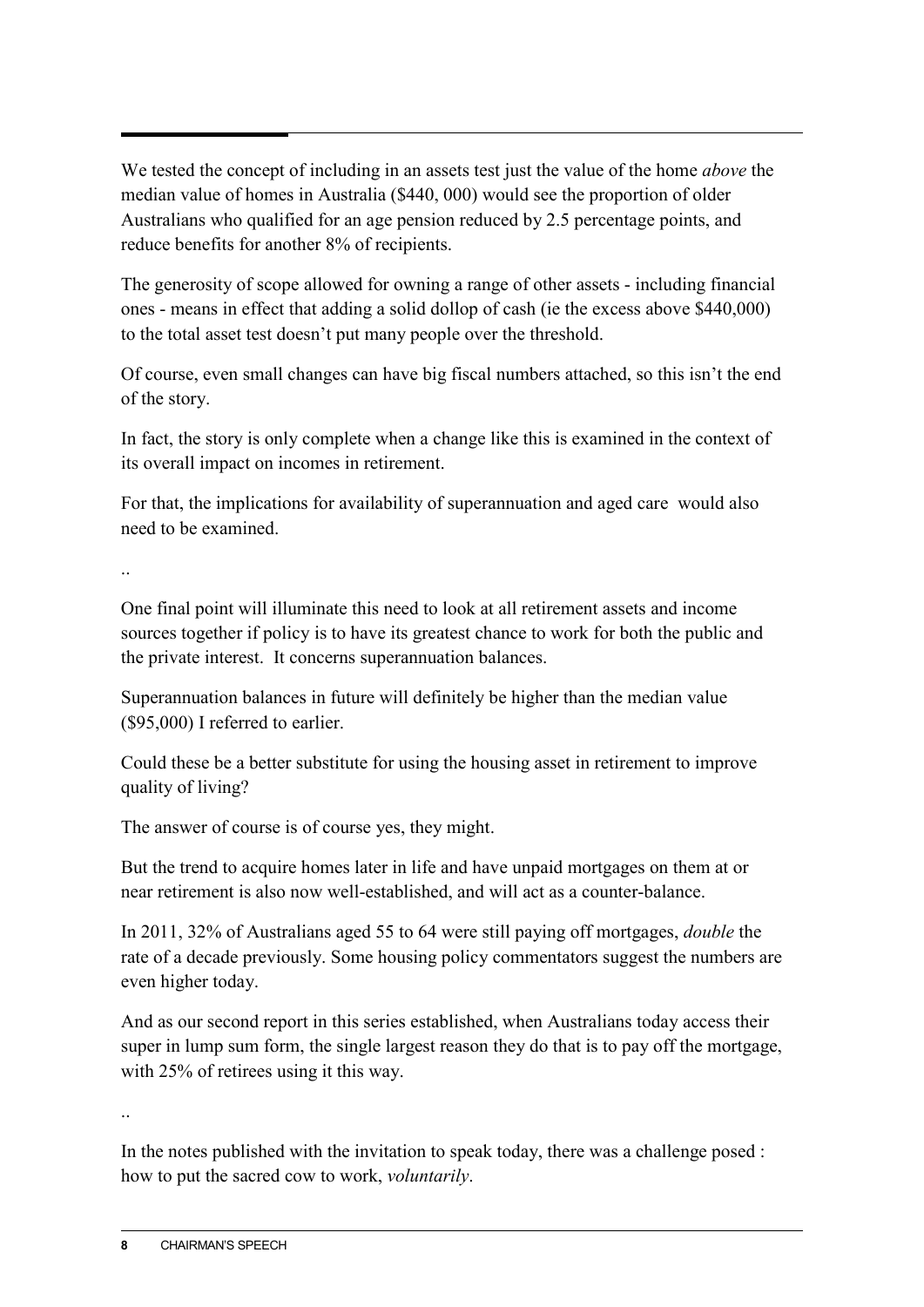We tested the concept of including in an assets test just the value of the home *above* the median value of homes in Australia ($440, 000) would see the proportion of older Australians who qualified for an age pension reduced by 2.5 percentage points, and reduce benefits for another 8% of recipients.

The generosity of scope allowed for owning a range of other assets - including financial ones - means in effect that adding a solid dollop of cash (ie the excess above $440,000) to the total asset test doesn't put many people over the threshold.

Of course, even small changes can have big fiscal numbers attached, so this isn't the end of the story.

In fact, the story is only complete when a change like this is examined in the context of its overall impact on incomes in retirement.

For that, the implications for availability of superannuation and aged care would also need to be examined.

..

One final point will illuminate this need to look at all retirement assets and income sources together if policy is to have its greatest chance to work for both the public and the private interest. It concerns superannuation balances.

Superannuation balances in future will definitely be higher than the median value ($95,000) I referred to earlier.

Could these be a better substitute for using the housing asset in retirement to improve quality of living?

The answer of course is of course yes, they might.

But the trend to acquire homes later in life and have unpaid mortgages on them at or near retirement is also now well-established, and will act as a counter-balance.

In 2011, 32% of Australians aged 55 to 64 were still paying off mortgages, *double* the rate of a decade previously. Some housing policy commentators suggest the numbers are even higher today.

And as our second report in this series established, when Australians today access their super in lump sum form, the single largest reason they do that is to pay off the mortgage, with 25% of retirees using it this way.

..

In the notes published with the invitation to speak today, there was a challenge posed : how to put the sacred cow to work, *voluntarily*.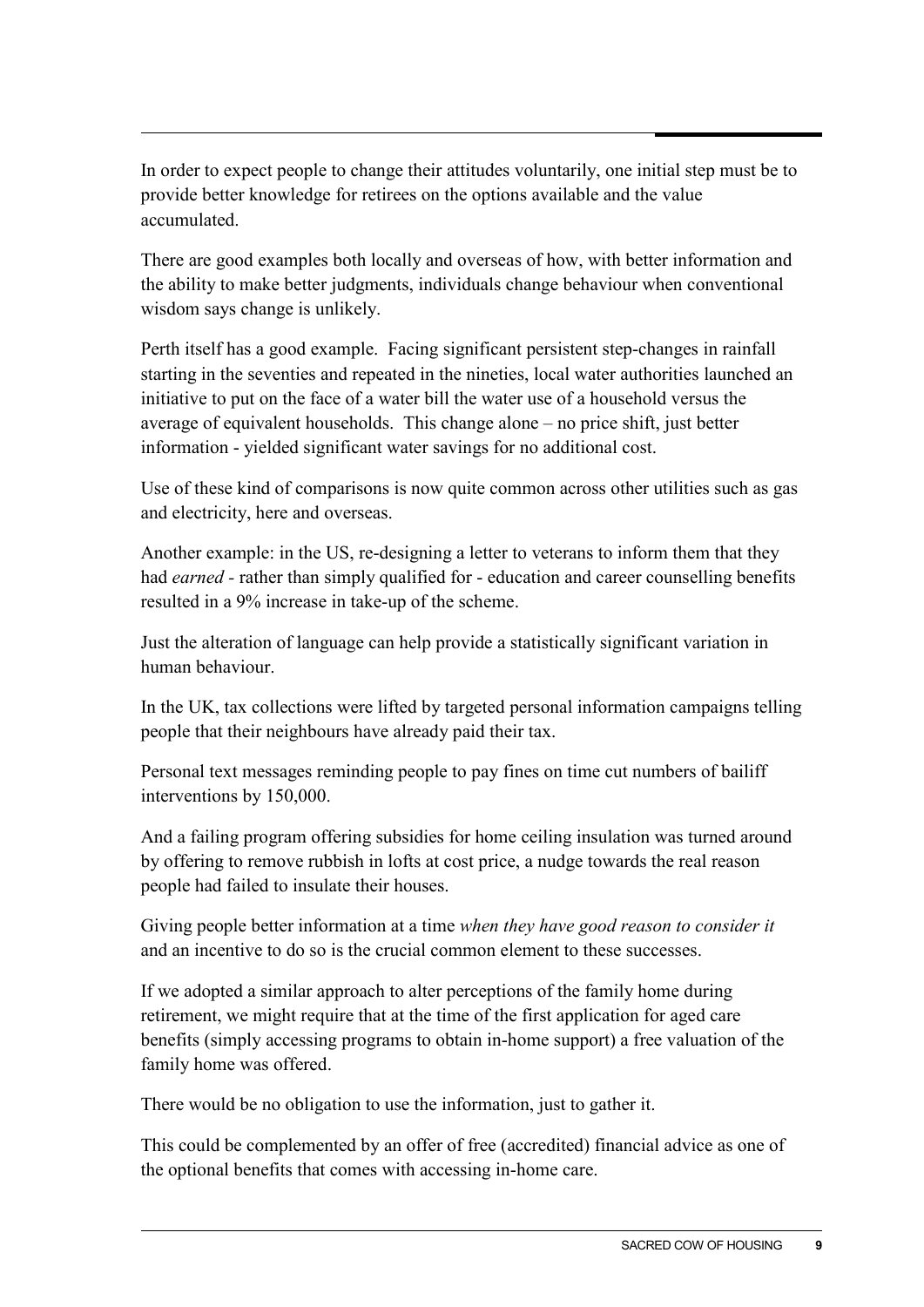In order to expect people to change their attitudes voluntarily, one initial step must be to provide better knowledge for retirees on the options available and the value accumulated.

There are good examples both locally and overseas of how, with better information and the ability to make better judgments, individuals change behaviour when conventional wisdom says change is unlikely.

Perth itself has a good example. Facing significant persistent step-changes in rainfall starting in the seventies and repeated in the nineties, local water authorities launched an initiative to put on the face of a water bill the water use of a household versus the average of equivalent households. This change alone – no price shift, just better information - yielded significant water savings for no additional cost.

Use of these kind of comparisons is now quite common across other utilities such as gas and electricity, here and overseas.

Another example: in the US, re-designing a letter to veterans to inform them that they had *earned* - rather than simply qualified for - education and career counselling benefits resulted in a 9% increase in take-up of the scheme.

Just the alteration of language can help provide a statistically significant variation in human behaviour.

In the UK, tax collections were lifted by targeted personal information campaigns telling people that their neighbours have already paid their tax.

Personal text messages reminding people to pay fines on time cut numbers of bailiff interventions by 150,000.

And a failing program offering subsidies for home ceiling insulation was turned around by offering to remove rubbish in lofts at cost price, a nudge towards the real reason people had failed to insulate their houses.

Giving people better information at a time *when they have good reason to consider it* and an incentive to do so is the crucial common element to these successes.

If we adopted a similar approach to alter perceptions of the family home during retirement, we might require that at the time of the first application for aged care benefits (simply accessing programs to obtain in-home support) a free valuation of the family home was offered.

There would be no obligation to use the information, just to gather it.

This could be complemented by an offer of free (accredited) financial advice as one of the optional benefits that comes with accessing in-home care.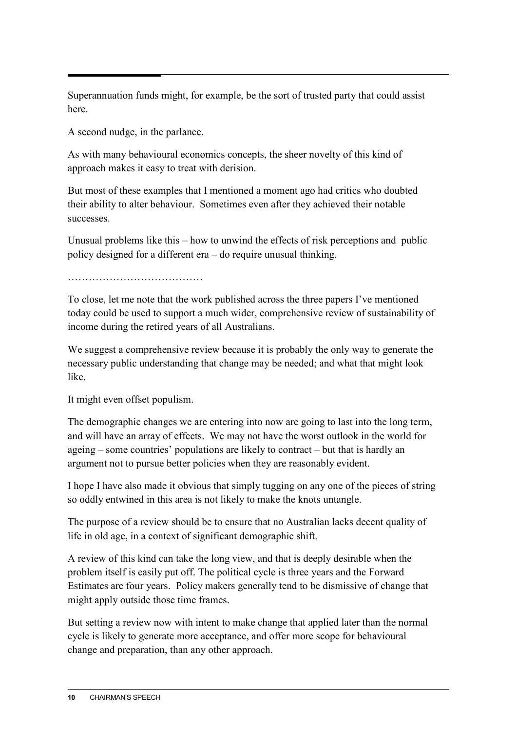Superannuation funds might, for example, be the sort of trusted party that could assist here.

A second nudge, in the parlance.

As with many behavioural economics concepts, the sheer novelty of this kind of approach makes it easy to treat with derision.

But most of these examples that I mentioned a moment ago had critics who doubted their ability to alter behaviour. Sometimes even after they achieved their notable successes.

Unusual problems like this – how to unwind the effects of risk perceptions and public policy designed for a different era – do require unusual thinking.

…………………………………

To close, let me note that the work published across the three papers I've mentioned today could be used to support a much wider, comprehensive review of sustainability of income during the retired years of all Australians.

We suggest a comprehensive review because it is probably the only way to generate the necessary public understanding that change may be needed; and what that might look like.

It might even offset populism.

The demographic changes we are entering into now are going to last into the long term, and will have an array of effects. We may not have the worst outlook in the world for ageing – some countries' populations are likely to contract – but that is hardly an argument not to pursue better policies when they are reasonably evident.

I hope I have also made it obvious that simply tugging on any one of the pieces of string so oddly entwined in this area is not likely to make the knots untangle.

The purpose of a review should be to ensure that no Australian lacks decent quality of life in old age, in a context of significant demographic shift.

A review of this kind can take the long view, and that is deeply desirable when the problem itself is easily put off. The political cycle is three years and the Forward Estimates are four years. Policy makers generally tend to be dismissive of change that might apply outside those time frames.

But setting a review now with intent to make change that applied later than the normal cycle is likely to generate more acceptance, and offer more scope for behavioural change and preparation, than any other approach.